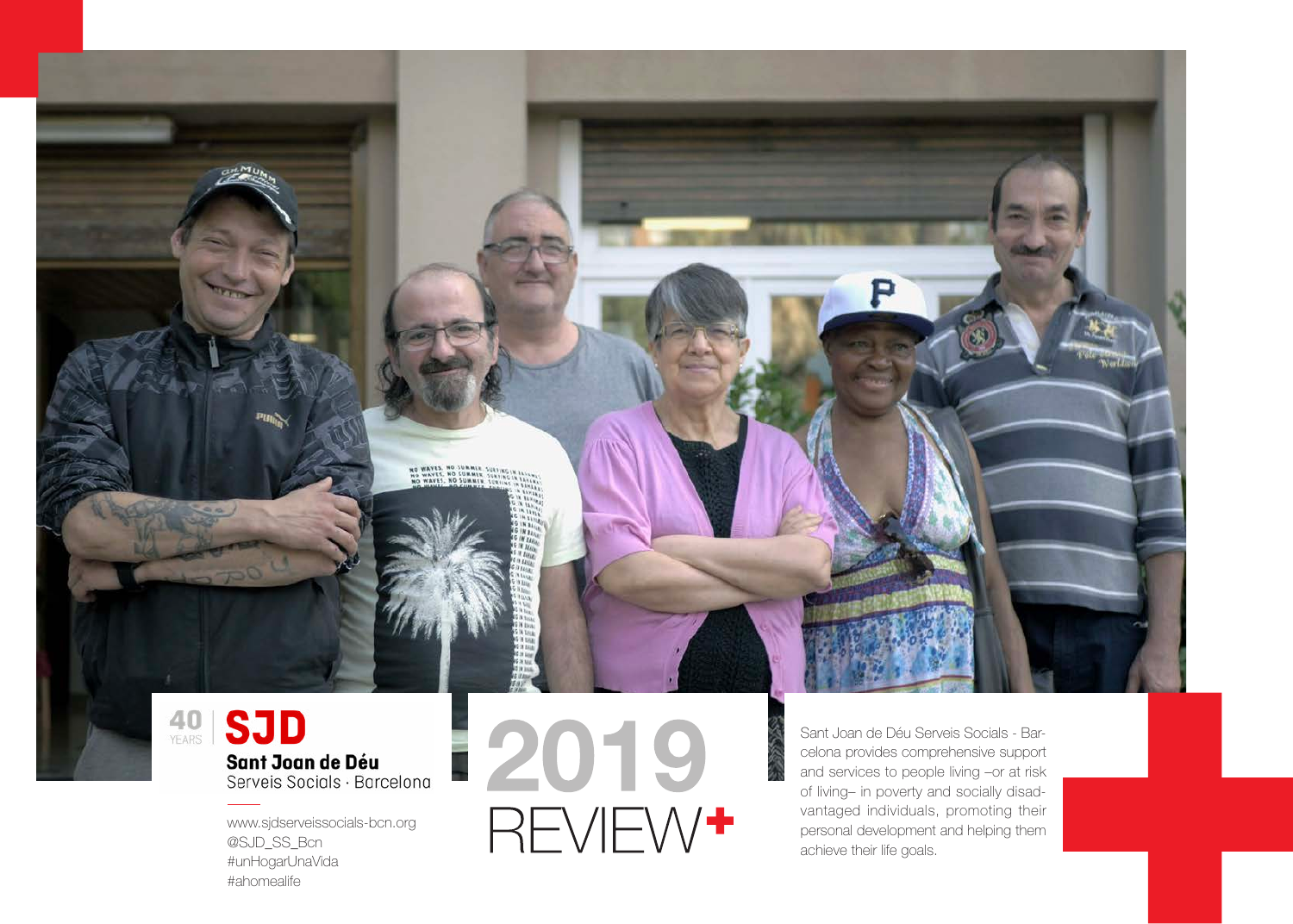40 YEARS

# SJD

**Sant Joan de Déu**
Serveis Socials · Barcelona

www.sjdserveissocials-bcn.org
@SJD_SS_Bcn
#unHogarUnaVida
#ahomealife

# 2019 REVIEW+

Sant Joan de Déu Serveis Socials - Barcelona provides comprehensive support and services to people living –or at risk of living– in poverty and socially disadvantaged individuals, promoting their personal development and helping them achieve their life goals.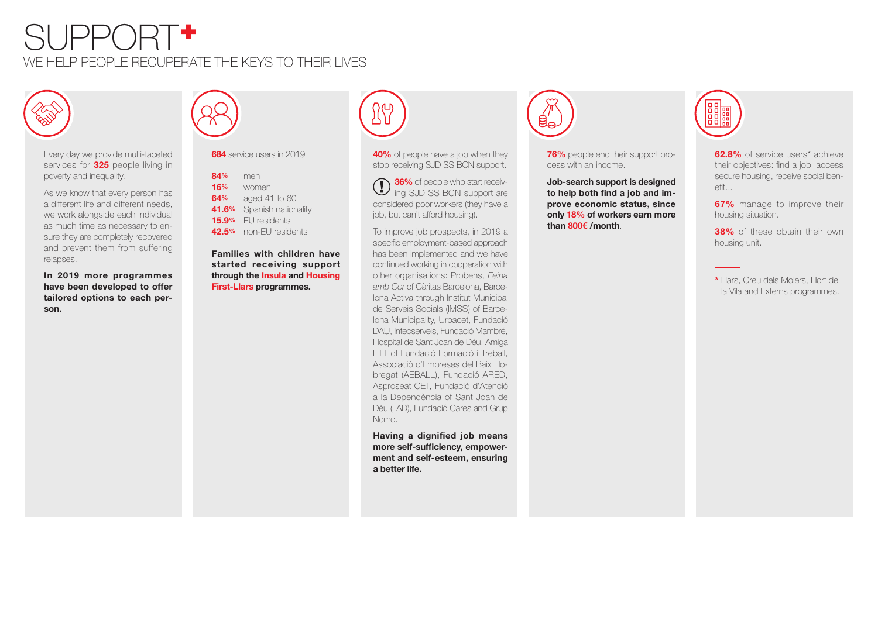# SUPPORT+

## WE HELP PEOPLE RECUPERATE THE KEYS TO THEIR LIVES

Every day we provide multi-faceted services for **325** people living in poverty and inequality.

As we know that every person has a different life and different needs, we work alongside each individual as much time as necessary to ensure they are completely recovered and prevent them from suffering relapses.

**In 2019 more programmes have been developed to offer tailored options to each person.**

**684** service users in 2019

| | |
|---|---|
| **84%** | men |
| **16%** | women |
| **64%** | aged 41 to 60 |
| **41.6%** | Spanish nationality |
| **15.9%** | EU residents |
| **42.5%** | non-EU residents |

**Families with children have started receiving support through the Insula and Housing First-Llars programmes.**

**40%** of people have a job when they stop receiving SJD SS BCN support.

**36%** of people who start receiving SJD SS BCN support are considered poor workers (they have a job, but can't afford housing).

To improve job prospects, in 2019 a specific employment-based approach has been implemented and we have continued working in cooperation with other organisations: Probens, *Feina amb Cor* of Càritas Barcelona, Barcelona Activa through Institut Municipal de Serveis Socials (IMSS) of Barcelona Municipality, Urbacet, Fundació DAU, Intecserveis, Fundació Mambré, Hospital de Sant Joan de Déu, Amiga ETT of Fundació Formació i Treball, Associació d'Empreses del Baix Llobregat (AEBALL), Fundació ARED, Asproseat CET, Fundació d'Atenció a la Dependència of Sant Joan de Déu (FAD), Fundació Cares and Grup Nomo.

**Having a dignified job means more self-sufficiency, empowerment and self-esteem, ensuring a better life.**

**76%** people end their support process with an income.

**Job-search support is designed to help both find a job and improve economic status, since only 18% of workers earn more than 800€ /month.**

**62.8%** of service users* achieve their objectives: find a job, access secure housing, receive social benefit...

**67%** manage to improve their housing situation.

**38%** of these obtain their own housing unit.

\* Llars, Creu dels Molers, Hort de la Vila and Externs programmes.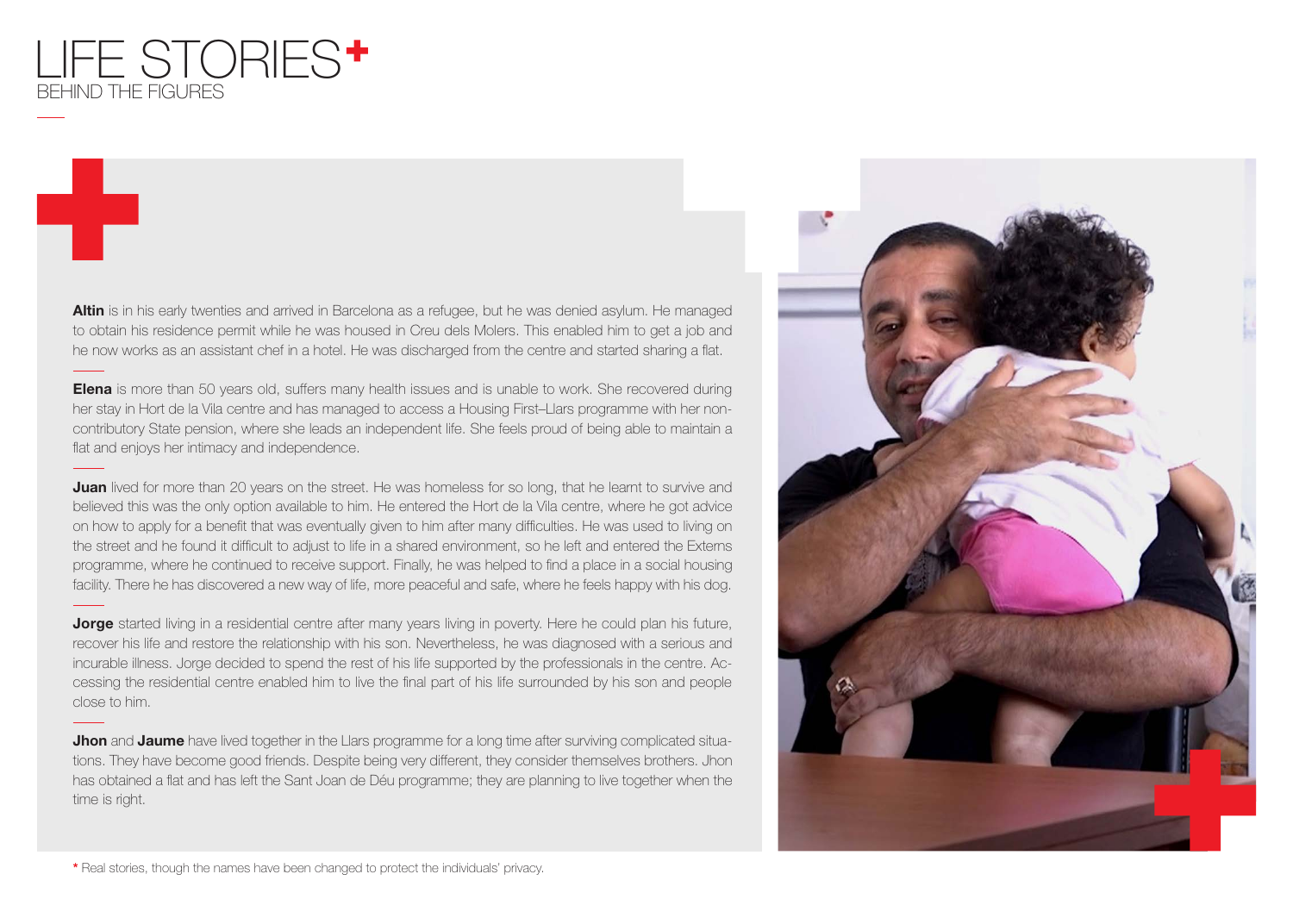# LIFE STORIES*
## BEHIND THE FIGURES

**Altin** is in his early twenties and arrived in Barcelona as a refugee, but he was denied asylum. He managed to obtain his residence permit while he was housed in Creu dels Molers. This enabled him to get a job and he now works as an assistant chef in a hotel. He was discharged from the centre and started sharing a flat.

**Elena** is more than 50 years old, suffers many health issues and is unable to work. She recovered during her stay in Hort de la Vila centre and has managed to access a Housing First–Llars programme with her non-contributory State pension, where she leads an independent life. She feels proud of being able to maintain a flat and enjoys her intimacy and independence.

**Juan** lived for more than 20 years on the street. He was homeless for so long, that he learnt to survive and believed this was the only option available to him. He entered the Hort de la Vila centre, where he got advice on how to apply for a benefit that was eventually given to him after many difficulties. He was used to living on the street and he found it difficult to adjust to life in a shared environment, so he left and entered the Externs programme, where he continued to receive support. Finally, he was helped to find a place in a social housing facility. There he has discovered a new way of life, more peaceful and safe, where he feels happy with his dog.

**Jorge** started living in a residential centre after many years living in poverty. Here he could plan his future, recover his life and restore the relationship with his son. Nevertheless, he was diagnosed with a serious and incurable illness. Jorge decided to spend the rest of his life supported by the professionals in the centre. Accessing the residential centre enabled him to live the final part of his life surrounded by his son and people close to him.

**Jhon** and **Jaume** have lived together in the Llars programme for a long time after surviving complicated situations. They have become good friends. Despite being very different, they consider themselves brothers. Jhon has obtained a flat and has left the Sant Joan de Déu programme; they are planning to live together when the time is right.

* Real stories, though the names have been changed to protect the individuals' privacy.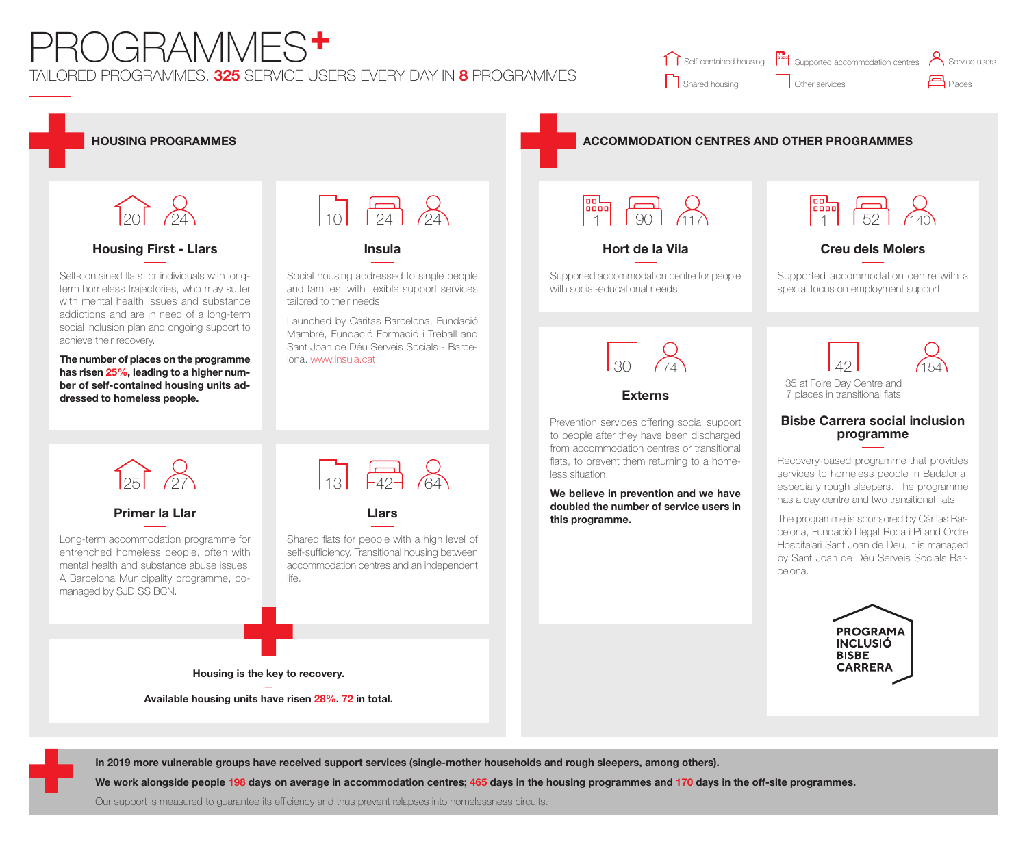# PROGRAMMES+

TAILORED PROGRAMMES. **325** SERVICE USERS EVERY DAY IN **8** PROGRAMMES

Legend: Self-contained housing · Supported accommodation centres · Service users · Shared housing · Other services · Places

## HOUSING PROGRAMMES

### Housing First - Llars

Self-contained housing: 20 · Service users: 24

Self-contained flats for individuals with long-term homeless trajectories, who may suffer with mental health issues and substance addictions and are in need of a long-term social inclusion plan and ongoing support to achieve their recovery.

**The number of places on the programme has risen 25%, leading to a higher number of self-contained housing units addressed to homeless people.**

### Insula

Shared housing: 10 · Places: 24 · Service users: 24

Social housing addressed to single people and families, with flexible support services tailored to their needs.

Launched by Càritas Barcelona, Fundació Mambré, Fundació Formació i Treball and Sant Joan de Déu Serveis Socials - Barcelona. www.insula.cat

### Primer la Llar

Self-contained housing: 25 · Service users: 27

Long-term accommodation programme for entrenched homeless people, often with mental health and substance abuse issues. A Barcelona Municipality programme, co-managed by SJD SS BCN.

### Llars

Shared housing: 13 · Places: 42 · Service users: 64

Shared flats for people with a high level of self-sufficiency. Transitional housing between accommodation centres and an independent life.

**Housing is the key to recovery.**

**Available housing units have risen 28%. 72 in total.**

## ACCOMMODATION CENTRES AND OTHER PROGRAMMES

### Hort de la Vila

Supported accommodation centres: 1 · Places: 90 · Service users: 117

Supported accommodation centre for people with social-educational needs.

### Creu dels Molers

Supported accommodation centres: 1 · Places: 52 · Service users: 140

Supported accommodation centre with a special focus on employment support.

### Externs

Other services: 30 · Service users: 74

Prevention services offering social support to people after they have been discharged from accommodation centres or transitional flats, to prevent them returning to a homeless situation.

**We believe in prevention and we have doubled the number of service users in this programme.**

### Bisbe Carrera social inclusion programme

Other services: 42 · Service users: 154

35 at Folre Day Centre and 7 places in transitional flats

Recovery-based programme that provides services to homeless people in Badalona, especially rough sleepers. The programme has a day centre and two transitional flats.

The programme is sponsored by Càritas Barcelona, Fundació Llegat Roca i Pi and Ordre Hospitalari Sant Joan de Déu. It is managed by Sant Joan de Déu Serveis Socials Barcelona.

PROGRAMA INCLUSIÓ BISBE CARRERA

---

**In 2019 more vulnerable groups have received support services (single-mother households and rough sleepers, among others).**

**We work alongside people 198 days on average in accommodation centres; 465 days in the housing programmes and 170 days in the off-site programmes.**

Our support is measured to guarantee its efficiency and thus prevent relapses into homelessness circuits.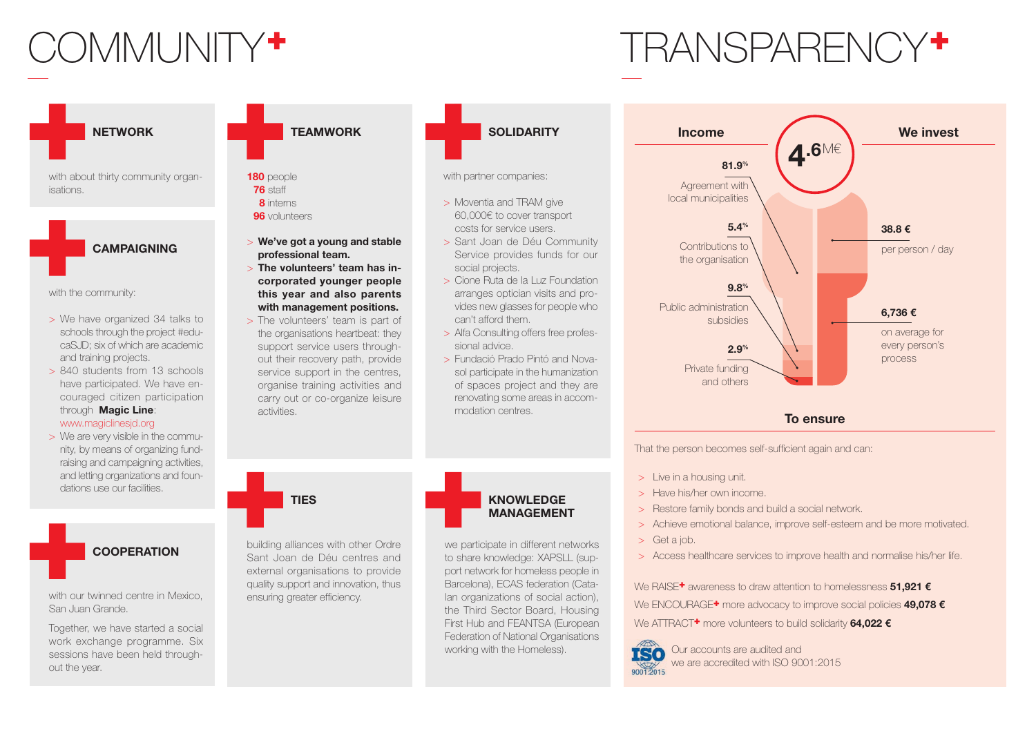# COMMUNITY+

## NETWORK

with about thirty community organisations.

## CAMPAIGNING

with the community:

- We have organized 34 talks to schools through the project #educaSJD; six of which are academic and training projects.
- 840 students from 13 schools have participated. We have encouraged citizen participation through **Magic Line**: www.magiclinesjd.org
- We are very visible in the community, by means of organizing fundraising and campaigning activities, and letting organizations and foundations use our facilities.

## COOPERATION

with our twinned centre in Mexico, San Juan Grande.

Together, we have started a social work exchange programme. Six sessions have been held throughout the year.

## TEAMWORK

**180** people
**76** staff
**8** interns
**96** volunteers

- **We've got a young and stable professional team.**
- **The volunteers' team has incorporated younger people this year and also parents with management positions.**
- The volunteers' team is part of the organisations heartbeat: they support service users throughout their recovery path, provide service support in the centres, organise training activities and carry out or co-organize leisure activities.

## TIES

building alliances with other Ordre Sant Joan de Déu centres and external organisations to provide quality support and innovation, thus ensuring greater efficiency.

## SOLIDARITY

with partner companies:

- Moventia and TRAM give 60,000€ to cover transport costs for service users.
- Sant Joan de Déu Community Service provides funds for our social projects.
- Cione Ruta de la Luz Foundation arranges optician visits and provides new glasses for people who can't afford them.
- Alfa Consulting offers free professional advice.
- Fundació Prado Pintó and Novasol participate in the humanization of spaces project and they are renovating some areas in accommodation centres.

## KNOWLEDGE MANAGEMENT

we participate in different networks to share knowledge: XAPSLL (support network for homeless people in Barcelona), ECAS federation (Catalan organizations of social action), the Third Sector Board, Housing First Hub and FEANTSA (European Federation of National Organisations working with the Homeless).

# TRANSPARENCY+

**4.6M€**

### Income

- **81.9%** Agreement with local municipalities
- **5.4%** Contributions to the organisation
- **9.8%** Public administration subsidies
- **2.9%** Private funding and others

### We invest

- **38.8 €** per person / day
- **6,736 €** on average for every person's process

### To ensure

That the person becomes self-sufficient again and can:

- Live in a housing unit.
- Have his/her own income.
- Restore family bonds and build a social network.
- Achieve emotional balance, improve self-esteem and be more motivated.
- Get a job.
- Access healthcare services to improve health and normalise his/her life.

We RAISE+ awareness to draw attention to homelessness **51,921 €**

We ENCOURAGE+ more advocacy to improve social policies **49,078 €**

We ATTRACT+ more volunteers to build solidarity **64,022 €**

Our accounts are audited and we are accredited with ISO 9001:2015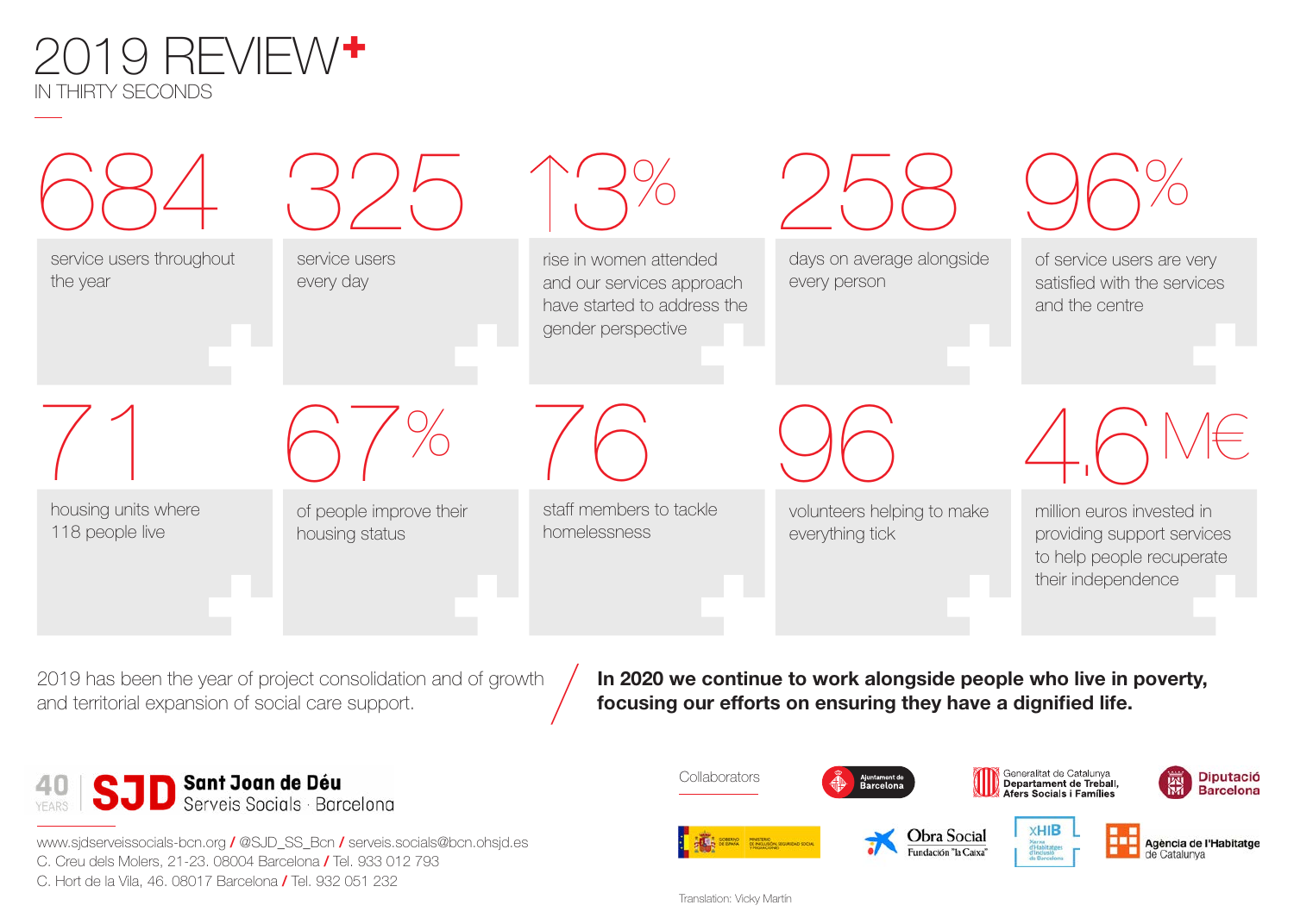# 2019 REVIEW+

IN THIRTY SECONDS

**684**
service users throughout the year

**325**
service users every day

**↑3%**
rise in women attended and our services approach have started to address the gender perspective

**258**
days on average alongside every person

**96%**
of service users are very satisfied with the services and the centre

**71**
housing units where 118 people live

**67%**
of people improve their housing status

**76**
staff members to tackle homelessness

**96**
volunteers helping to make everything tick

**4,6 M€**
million euros invested in providing support services to help people recuperate their independence

2019 has been the year of project consolidation and of growth and territorial expansion of social care support.

**In 2020 we continue to work alongside people who live in poverty, focusing our efforts on ensuring they have a dignified life.**

40 YEARS SJD Sant Joan de Déu Serveis Socials · Barcelona

www.sjdserveissocials-bcn.org / @SJD_SS_Bcn / serveis.socials@bcn.ohsjd.es
C. Creu dels Molers, 21-23. 08004 Barcelona / Tel. 933 012 793
C. Hort de la Vila, 46. 08017 Barcelona / Tel. 932 051 232

Collaborators

Ajuntament de Barcelona
Generalitat de Catalunya Departament de Treball, Afers Socials i Famílies
Diputació Barcelona
Gobierno de España Ministerio de Inclusión, Seguridad Social y Migraciones
Obra Social Fundación "la Caixa"
XHIB Xarxa d'Habitatges d'Inclusió de Barcelona
Agència de l'Habitatge de Catalunya

Translation: Vicky Martín